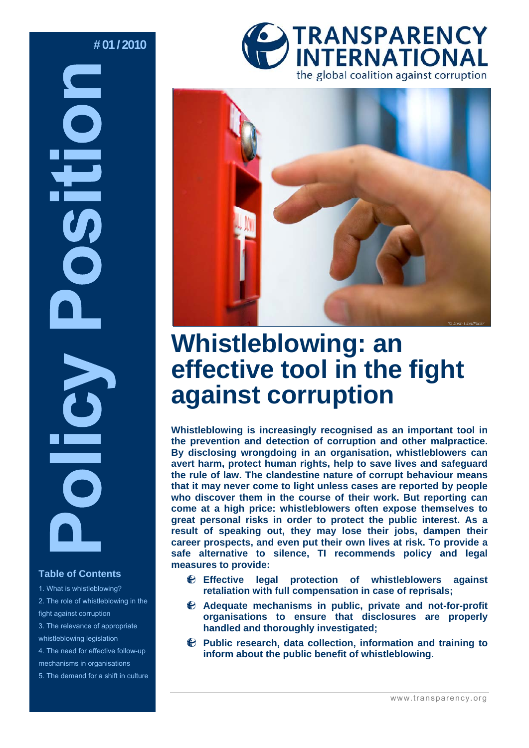# 01 / 2010

**Policy Position**

**TRANSPARENCY INTERNATIONAL**
the global coalition against corruption

'© Josh Liba/Flickr'

# Whistleblowing: an effective tool in the fight against corruption

**Whistleblowing is increasingly recognised as an important tool in the prevention and detection of corruption and other malpractice. By disclosing wrongdoing in an organisation, whistleblowers can avert harm, protect human rights, help to save lives and safeguard the rule of law. The clandestine nature of corrupt behaviour means that it may never come to light unless cases are reported by people who discover them in the course of their work. But reporting can come at a high price: whistleblowers often expose themselves to great personal risks in order to protect the public interest. As a result of speaking out, they may lose their jobs, dampen their career prospects, and even put their own lives at risk. To provide a safe alternative to silence, TI recommends policy and legal measures to provide:**

- **Effective legal protection of whistleblowers against retaliation with full compensation in case of reprisals;**
- **Adequate mechanisms in public, private and not-for-profit organisations to ensure that disclosures are properly handled and thoroughly investigated;**
- **Public research, data collection, information and training to inform about the public benefit of whistleblowing.**

### Table of Contents

1. What is whistleblowing?
2. The role of whistleblowing in the fight against corruption
3. The relevance of appropriate whistleblowing legislation
4. The need for effective follow-up mechanisms in organisations
5. The demand for a shift in culture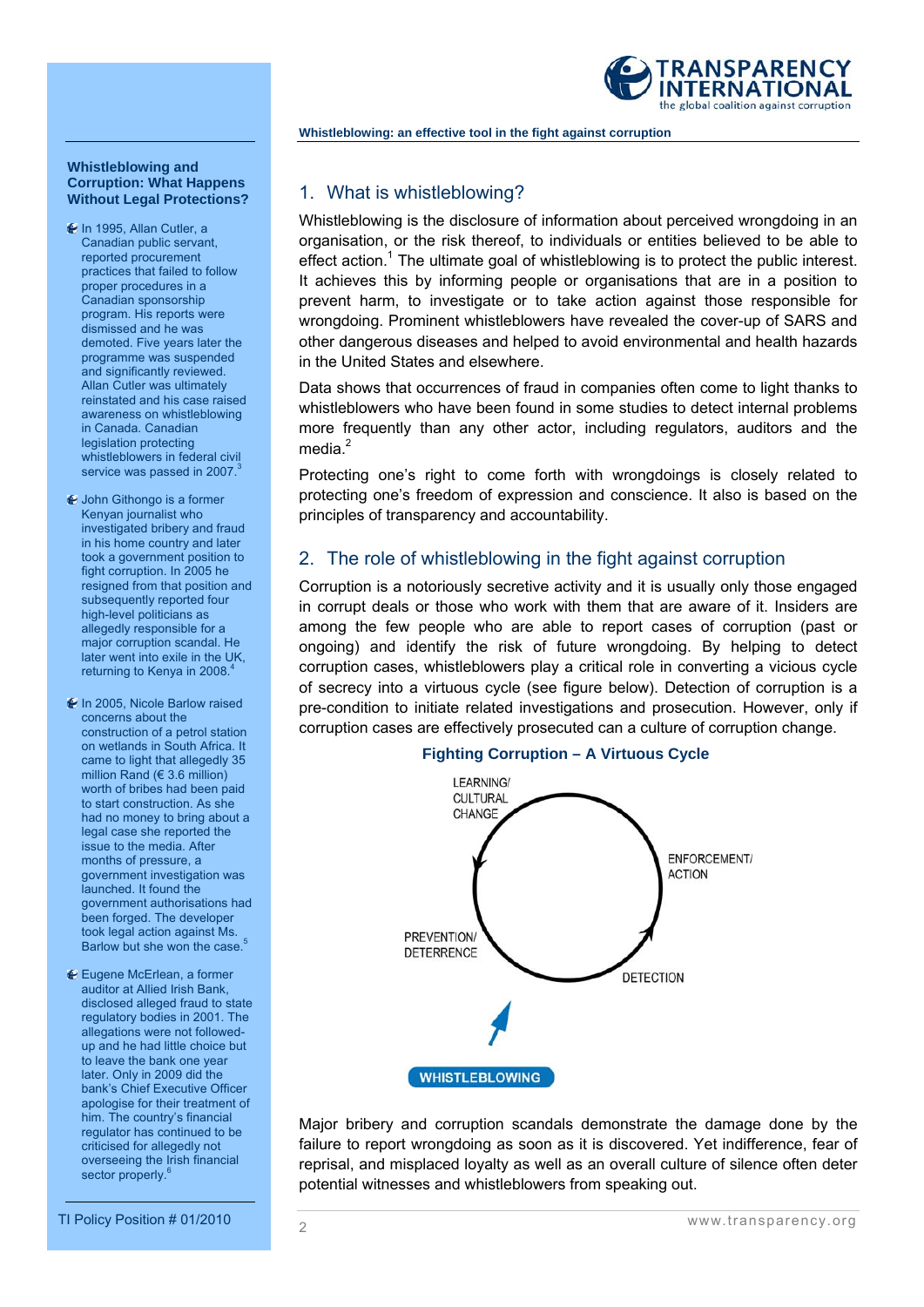## 1. What is whistleblowing?

Whistleblowing is the disclosure of information about perceived wrongdoing in an organisation, or the risk thereof, to individuals or entities believed to be able to effect action.[1] The ultimate goal of whistleblowing is to protect the public interest. It achieves this by informing people or organisations that are in a position to prevent harm, to investigate or to take action against those responsible for wrongdoing. Prominent whistleblowers have revealed the cover-up of SARS and other dangerous diseases and helped to avoid environmental and health hazards in the United States and elsewhere.

Data shows that occurrences of fraud in companies often come to light thanks to whistleblowers who have been found in some studies to detect internal problems more frequently than any other actor, including regulators, auditors and the media.[2]

Protecting one's right to come forth with wrongdoings is closely related to protecting one's freedom of expression and conscience. It also is based on the principles of transparency and accountability.

## 2. The role of whistleblowing in the fight against corruption

Corruption is a notoriously secretive activity and it is usually only those engaged in corrupt deals or those who work with them that are aware of it. Insiders are among the few people who are able to report cases of corruption (past or ongoing) and identify the risk of future wrongdoing. By helping to detect corruption cases, whistleblowers play a critical role in converting a vicious cycle of secrecy into a virtuous cycle (see figure below). Detection of corruption is a pre-condition to initiate related investigations and prosecution. However, only if corruption cases are effectively prosecuted can a culture of corruption change.

**Fighting Corruption – A Virtuous Cycle**

LEARNING/ CULTURAL CHANGE → ENFORCEMENT/ ACTION → DETECTION → PREVENTION/ DETERRENCE

WHISTLEBLOWING

Major bribery and corruption scandals demonstrate the damage done by the failure to report wrongdoing as soon as it is discovered. Yet indifference, fear of reprisal, and misplaced loyalty as well as an overall culture of silence often deter potential witnesses and whistleblowers from speaking out.

**Whistleblowing and Corruption: What Happens Without Legal Protections?**

- In 1995, Allan Cutler, a Canadian public servant, reported procurement practices that failed to follow proper procedures in a Canadian sponsorship program. His reports were dismissed and he was demoted. Five years later the programme was suspended and significantly reviewed. Allan Cutler was ultimately reinstated and his case raised awareness on whistleblowing in Canada. Canadian legislation protecting whistleblowers in federal civil service was passed in 2007.[3]
- John Githongo is a former Kenyan journalist who investigated bribery and fraud in his home country and later took a government position to fight corruption. In 2005 he resigned from that position and subsequently reported four high-level politicians as allegedly responsible for a major corruption scandal. He later went into exile in the UK, returning to Kenya in 2008.[4]
- In 2005, Nicole Barlow raised concerns about the construction of a petrol station on wetlands in South Africa. It came to light that allegedly 35 million Rand (€ 3.6 million) worth of bribes had been paid to start construction. As she had no money to bring about a legal case she reported the issue to the media. After months of pressure, a government investigation was launched. It found the government authorisations had been forged. The developer took legal action against Ms. Barlow but she won the case.[5]
- Eugene McErlean, a former auditor at Allied Irish Bank, disclosed alleged fraud to state regulatory bodies in 2001. The allegations were not followed-up and he had little choice but to leave the bank one year later. Only in 2009 did the bank's Chief Executive Officer apologise for their treatment of him. The country's financial regulator has continued to be criticised for allegedly not overseeing the Irish financial sector properly.[6]

TI Policy Position # 01/2010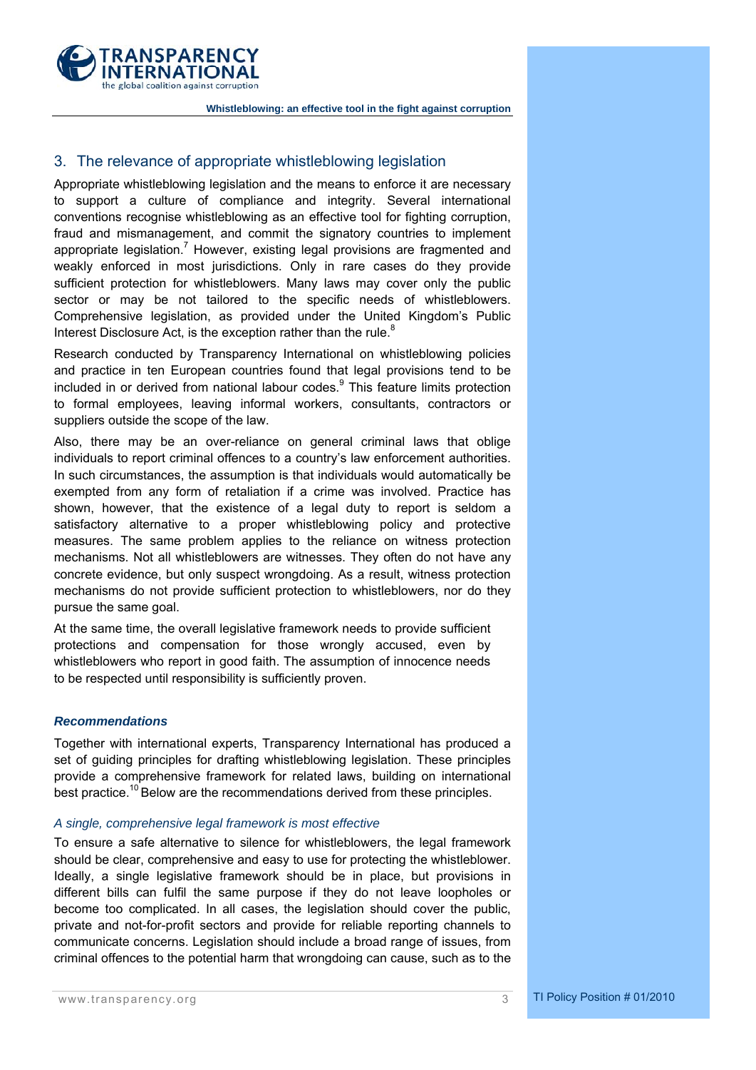## 3. The relevance of appropriate whistleblowing legislation

Appropriate whistleblowing legislation and the means to enforce it are necessary to support a culture of compliance and integrity. Several international conventions recognise whistleblowing as an effective tool for fighting corruption, fraud and mismanagement, and commit the signatory countries to implement appropriate legislation.[7] However, existing legal provisions are fragmented and weakly enforced in most jurisdictions. Only in rare cases do they provide sufficient protection for whistleblowers. Many laws may cover only the public sector or may be not tailored to the specific needs of whistleblowers. Comprehensive legislation, as provided under the United Kingdom's Public Interest Disclosure Act, is the exception rather than the rule.[8]

Research conducted by Transparency International on whistleblowing policies and practice in ten European countries found that legal provisions tend to be included in or derived from national labour codes.[9] This feature limits protection to formal employees, leaving informal workers, consultants, contractors or suppliers outside the scope of the law.

Also, there may be an over-reliance on general criminal laws that oblige individuals to report criminal offences to a country's law enforcement authorities. In such circumstances, the assumption is that individuals would automatically be exempted from any form of retaliation if a crime was involved. Practice has shown, however, that the existence of a legal duty to report is seldom a satisfactory alternative to a proper whistleblowing policy and protective measures. The same problem applies to the reliance on witness protection mechanisms. Not all whistleblowers are witnesses. They often do not have any concrete evidence, but only suspect wrongdoing. As a result, witness protection mechanisms do not provide sufficient protection to whistleblowers, nor do they pursue the same goal.

At the same time, the overall legislative framework needs to provide sufficient protections and compensation for those wrongly accused, even by whistleblowers who report in good faith. The assumption of innocence needs to be respected until responsibility is sufficiently proven.

### *Recommendations*

Together with international experts, Transparency International has produced a set of guiding principles for drafting whistleblowing legislation. These principles provide a comprehensive framework for related laws, building on international best practice.[10] Below are the recommendations derived from these principles.

*A single, comprehensive legal framework is most effective*

To ensure a safe alternative to silence for whistleblowers, the legal framework should be clear, comprehensive and easy to use for protecting the whistleblower. Ideally, a single legislative framework should be in place, but provisions in different bills can fulfil the same purpose if they do not leave loopholes or become too complicated. In all cases, the legislation should cover the public, private and not-for-profit sectors and provide for reliable reporting channels to communicate concerns. Legislation should include a broad range of issues, from criminal offences to the potential harm that wrongdoing can cause, such as to the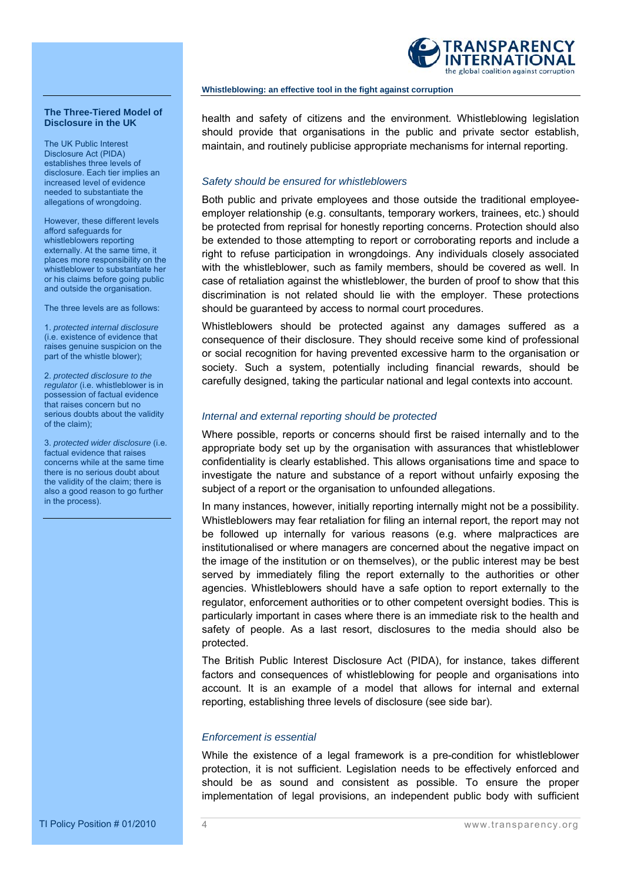health and safety of citizens and the environment. Whistleblowing legislation should provide that organisations in the public and private sector establish, maintain, and routinely publicise appropriate mechanisms for internal reporting.

### *Safety should be ensured for whistleblowers*

Both public and private employees and those outside the traditional employee-employer relationship (e.g. consultants, temporary workers, trainees, etc.) should be protected from reprisal for honestly reporting concerns. Protection should also be extended to those attempting to report or corroborating reports and include a right to refuse participation in wrongdoings. Any individuals closely associated with the whistleblower, such as family members, should be covered as well. In case of retaliation against the whistleblower, the burden of proof to show that this discrimination is not related should lie with the employer. These protections should be guaranteed by access to normal court procedures.

Whistleblowers should be protected against any damages suffered as a consequence of their disclosure. They should receive some kind of professional or social recognition for having prevented excessive harm to the organisation or society. Such a system, potentially including financial rewards, should be carefully designed, taking the particular national and legal contexts into account.

### *Internal and external reporting should be protected*

Where possible, reports or concerns should first be raised internally and to the appropriate body set up by the organisation with assurances that whistleblower confidentiality is clearly established. This allows organisations time and space to investigate the nature and substance of a report without unfairly exposing the subject of a report or the organisation to unfounded allegations.

In many instances, however, initially reporting internally might not be a possibility. Whistleblowers may fear retaliation for filing an internal report, the report may not be followed up internally for various reasons (e.g. where malpractices are institutionalised or where managers are concerned about the negative impact on the image of the institution or on themselves), or the public interest may be best served by immediately filing the report externally to the authorities or other agencies. Whistleblowers should have a safe option to report externally to the regulator, enforcement authorities or to other competent oversight bodies. This is particularly important in cases where there is an immediate risk to the health and safety of people. As a last resort, disclosures to the media should also be protected.

The British Public Interest Disclosure Act (PIDA), for instance, takes different factors and consequences of whistleblowing for people and organisations into account. It is an example of a model that allows for internal and external reporting, establishing three levels of disclosure (see side bar).

### *Enforcement is essential*

While the existence of a legal framework is a pre-condition for whistleblower protection, it is not sufficient. Legislation needs to be effectively enforced and should be as sound and consistent as possible. To ensure the proper implementation of legal provisions, an independent public body with sufficient

---

**The Three-Tiered Model of Disclosure in the UK**

The UK Public Interest Disclosure Act (PIDA) establishes three levels of disclosure. Each tier implies an increased level of evidence needed to substantiate the allegations of wrongdoing.

However, these different levels afford safeguards for whistleblowers reporting externally. At the same time, it places more responsibility on the whistleblower to substantiate her or his claims before going public and outside the organisation.

The three levels are as follows:

1. *protected internal disclosure* (i.e. existence of evidence that raises genuine suspicion on the part of the whistle blower);

2. *protected disclosure to the regulator* (i.e. whistleblower is in possession of factual evidence that raises concern but no serious doubts about the validity of the claim);

3. *protected wider disclosure* (i.e. factual evidence that raises concerns while at the same time there is no serious doubt about the validity of the claim; there is also a good reason to go further in the process).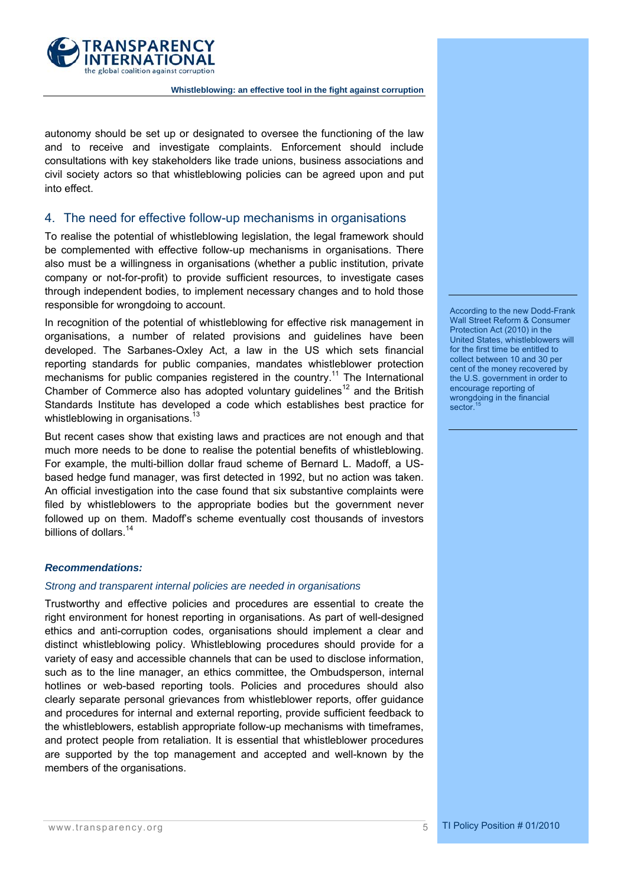autonomy should be set up or designated to oversee the functioning of the law and to receive and investigate complaints. Enforcement should include consultations with key stakeholders like trade unions, business associations and civil society actors so that whistleblowing policies can be agreed upon and put into effect.

## 4. The need for effective follow-up mechanisms in organisations

To realise the potential of whistleblowing legislation, the legal framework should be complemented with effective follow-up mechanisms in organisations. There also must be a willingness in organisations (whether a public institution, private company or not-for-profit) to provide sufficient resources, to investigate cases through independent bodies, to implement necessary changes and to hold those responsible for wrongdoing to account.

In recognition of the potential of whistleblowing for effective risk management in organisations, a number of related provisions and guidelines have been developed. The Sarbanes-Oxley Act, a law in the US which sets financial reporting standards for public companies, mandates whistleblower protection mechanisms for public companies registered in the country.[11] The International Chamber of Commerce also has adopted voluntary guidelines[12] and the British Standards Institute has developed a code which establishes best practice for whistleblowing in organisations.[13]

But recent cases show that existing laws and practices are not enough and that much more needs to be done to realise the potential benefits of whistleblowing. For example, the multi-billion dollar fraud scheme of Bernard L. Madoff, a US-based hedge fund manager, was first detected in 1992, but no action was taken. An official investigation into the case found that six substantive complaints were filed by whistleblowers to the appropriate bodies but the government never followed up on them. Madoff's scheme eventually cost thousands of investors billions of dollars.[14]

> According to the new Dodd-Frank Wall Street Reform & Consumer Protection Act (2010) in the United States, whistleblowers will for the first time be entitled to collect between 10 and 30 per cent of the money recovered by the U.S. government in order to encourage reporting of wrongdoing in the financial sector.[15]

***Recommendations:***

*Strong and transparent internal policies are needed in organisations*

Trustworthy and effective policies and procedures are essential to create the right environment for honest reporting in organisations. As part of well-designed ethics and anti-corruption codes, organisations should implement a clear and distinct whistleblowing policy. Whistleblowing procedures should provide for a variety of easy and accessible channels that can be used to disclose information, such as to the line manager, an ethics committee, the Ombudsperson, internal hotlines or web-based reporting tools. Policies and procedures should also clearly separate personal grievances from whistleblower reports, offer guidance and procedures for internal and external reporting, provide sufficient feedback to the whistleblowers, establish appropriate follow-up mechanisms with timeframes, and protect people from retaliation. It is essential that whistleblower procedures are supported by the top management and accepted and well-known by the members of the organisations.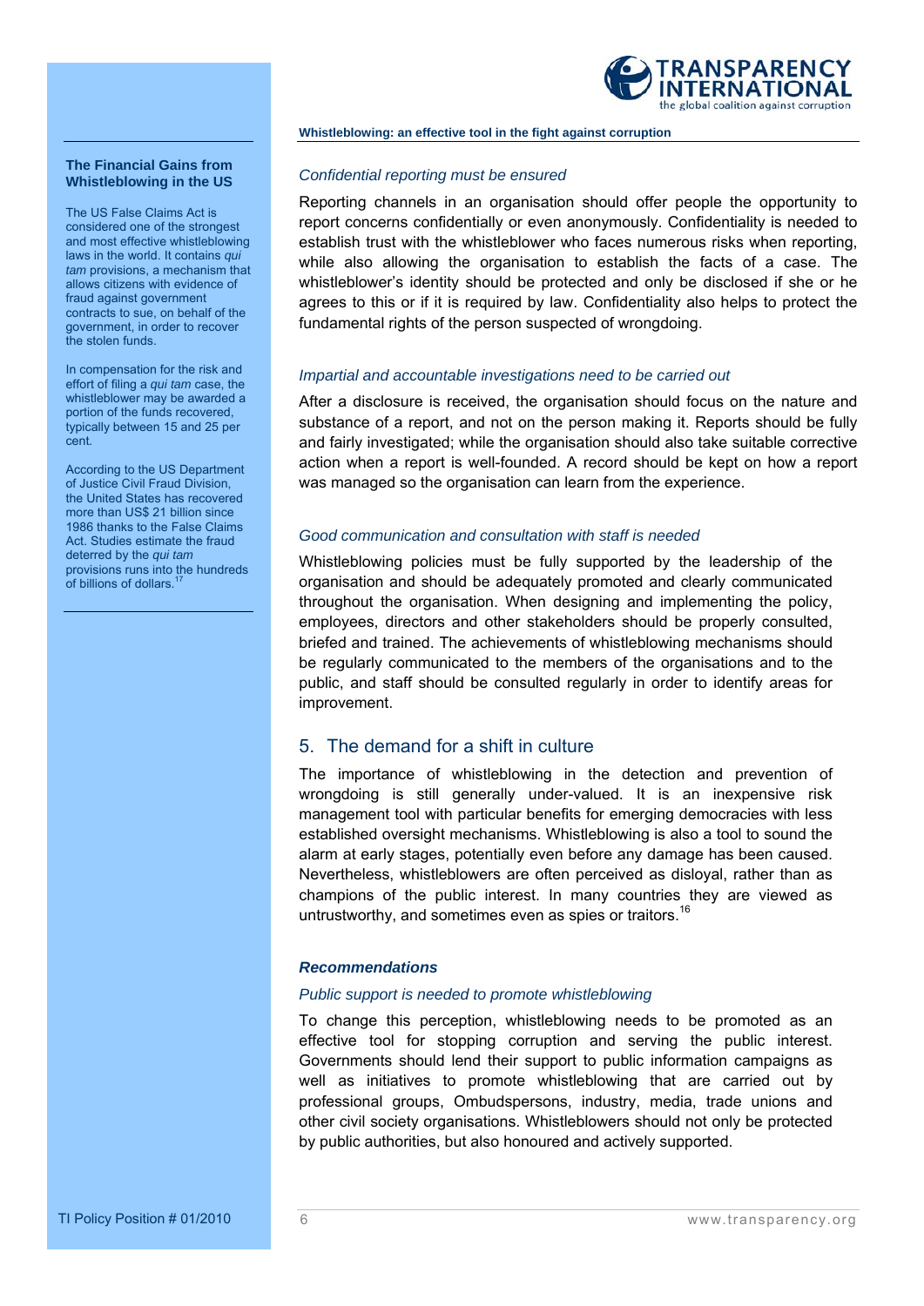### The Financial Gains from Whistleblowing in the US

The US False Claims Act is considered one of the strongest and most effective whistleblowing laws in the world. It contains *qui tam* provisions, a mechanism that allows citizens with evidence of fraud against government contracts to sue, on behalf of the government, in order to recover the stolen funds.

In compensation for the risk and effort of filing a *qui tam* case, the whistleblower may be awarded a portion of the funds recovered, typically between 15 and 25 per cent.

According to the US Department of Justice Civil Fraud Division, the United States has recovered more than US$ 21 billion since 1986 thanks to the False Claims Act. Studies estimate the fraud deterred by the *qui tam* provisions runs into the hundreds of billions of dollars.[17]

---

*Confidential reporting must be ensured*

Reporting channels in an organisation should offer people the opportunity to report concerns confidentially or even anonymously. Confidentiality is needed to establish trust with the whistleblower who faces numerous risks when reporting, while also allowing the organisation to establish the facts of a case. The whistleblower's identity should be protected and only be disclosed if she or he agrees to this or if it is required by law. Confidentiality also helps to protect the fundamental rights of the person suspected of wrongdoing.

*Impartial and accountable investigations need to be carried out*

After a disclosure is received, the organisation should focus on the nature and substance of a report, and not on the person making it. Reports should be fully and fairly investigated; while the organisation should also take suitable corrective action when a report is well-founded. A record should be kept on how a report was managed so the organisation can learn from the experience.

*Good communication and consultation with staff is needed*

Whistleblowing policies must be fully supported by the leadership of the organisation and should be adequately promoted and clearly communicated throughout the organisation. When designing and implementing the policy, employees, directors and other stakeholders should be properly consulted, briefed and trained. The achievements of whistleblowing mechanisms should be regularly communicated to the members of the organisations and to the public, and staff should be consulted regularly in order to identify areas for improvement.

## 5. The demand for a shift in culture

The importance of whistleblowing in the detection and prevention of wrongdoing is still generally under-valued. It is an inexpensive risk management tool with particular benefits for emerging democracies with less established oversight mechanisms. Whistleblowing is also a tool to sound the alarm at early stages, potentially even before any damage has been caused. Nevertheless, whistleblowers are often perceived as disloyal, rather than as champions of the public interest. In many countries they are viewed as untrustworthy, and sometimes even as spies or traitors.[16]

***Recommendations***

*Public support is needed to promote whistleblowing*

To change this perception, whistleblowing needs to be promoted as an effective tool for stopping corruption and serving the public interest. Governments should lend their support to public information campaigns as well as initiatives to promote whistleblowing that are carried out by professional groups, Ombudspersons, industry, media, trade unions and other civil society organisations. Whistleblowers should not only be protected by public authorities, but also honoured and actively supported.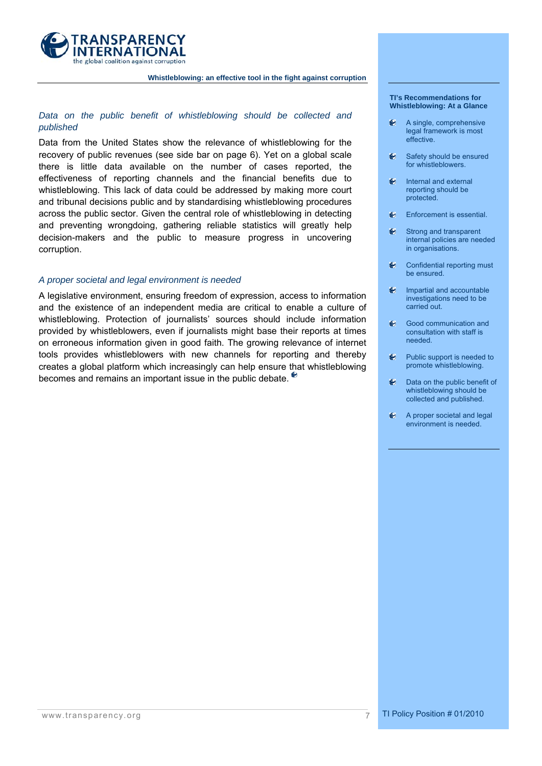*Data on the public benefit of whistleblowing should be collected and published*

Data from the United States show the relevance of whistleblowing for the recovery of public revenues (see side bar on page 6). Yet on a global scale there is little data available on the number of cases reported, the effectiveness of reporting channels and the financial benefits due to whistleblowing. This lack of data could be addressed by making more court and tribunal decisions public and by standardising whistleblowing procedures across the public sector. Given the central role of whistleblowing in detecting and preventing wrongdoing, gathering reliable statistics will greatly help decision-makers and the public to measure progress in uncovering corruption.

*A proper societal and legal environment is needed*

A legislative environment, ensuring freedom of expression, access to information and the existence of an independent media are critical to enable a culture of whistleblowing. Protection of journalists' sources should include information provided by whistleblowers, even if journalists might base their reports at times on erroneous information given in good faith. The growing relevance of internet tools provides whistleblowers with new channels for reporting and thereby creates a global platform which increasingly can help ensure that whistleblowing becomes and remains an important issue in the public debate.

**TI's Recommendations for Whistleblowing: At a Glance**

- A single, comprehensive legal framework is most effective.
- Safety should be ensured for whistleblowers.
- Internal and external reporting should be protected.
- Enforcement is essential.
- Strong and transparent internal policies are needed in organisations.
- Confidential reporting must be ensured.
- Impartial and accountable investigations need to be carried out.
- Good communication and consultation with staff is needed.
- Public support is needed to promote whistleblowing.
- Data on the public benefit of whistleblowing should be collected and published.
- A proper societal and legal environment is needed.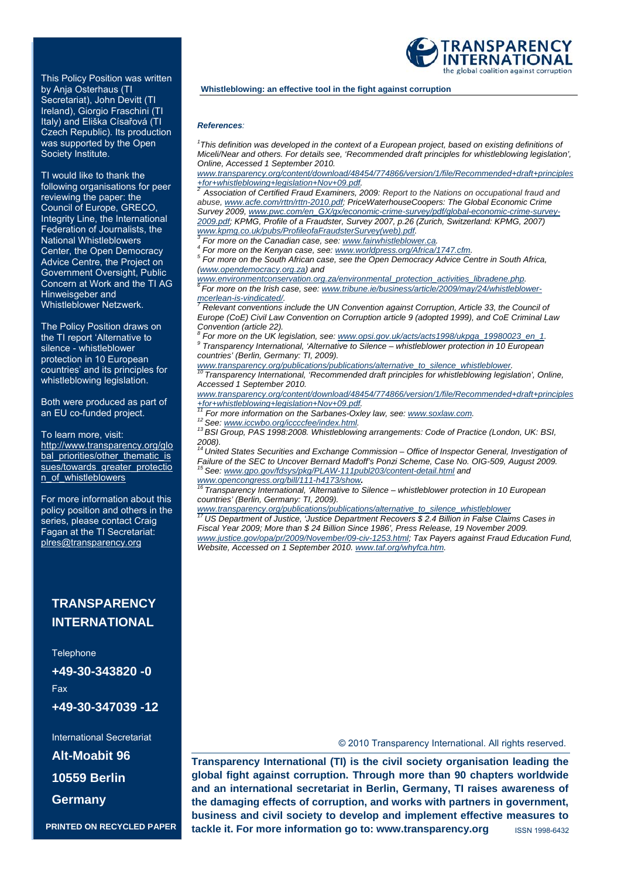**Whistleblowing: an effective tool in the fight against corruption**

***References:***

[1] *This definition was developed in the context of a European project, based on existing definitions of Miceli/Near and others. For details see, 'Recommended draft principles for whistleblowing legislation', Online, Accessed 1 September 2010. www.transparency.org/content/download/48454/774866/version/1/file/Recommended+draft+principles+for+whistleblowing+legislation+Nov+09.pdf.*

[2] *Association of Certified Fraud Examiners, 2009: Report to the Nations on occupational fraud and abuse, www.acfe.com/rttn/rttn-2010.pdf; PriceWaterhouseCoopers: The Global Economic Crime Survey 2009, www.pwc.com/en_GX/gx/economic-crime-survey/pdf/global-economic-crime-survey-2009.pdf; KPMG, Profile of a Fraudster, Survey 2007, p.26 (Zurich, Switzerland: KPMG, 2007) www.kpmg.co.uk/pubs/ProfileofaFraudsterSurvey(web).pdf.*

[3] *For more on the Canadian case, see: www.fairwhistleblower.ca.*

[4] *For more on the Kenyan case, see: www.worldpress.org/Africa/1747.cfm.*

[5] *For more on the South African case, see the Open Democracy Advice Centre in South Africa, (www.opendemocracy.org.za) and www.environmentconservation.org.za/environmental_protection_activities_libradene.php.*

[6] *For more on the Irish case, see: www.tribune.ie/business/article/2009/may/24/whistleblower-mcerlean-is-vindicated/.*

[7] *Relevant conventions include the UN Convention against Corruption, Article 33, the Council of Europe (CoE) Civil Law Convention on Corruption article 9 (adopted 1999), and CoE Criminal Law Convention (article 22).*

[8] *For more on the UK legislation, see: www.opsi.gov.uk/acts/acts1998/ukpga_19980023_en_1.*

[9] *Transparency International, 'Alternative to Silence – whistleblower protection in 10 European countries' (Berlin, Germany: TI, 2009). www.transparency.org/publications/publications/alternative_to_silence_whistleblower.*

[10] *Transparency International, 'Recommended draft principles for whistleblowing legislation', Online, Accessed 1 September 2010. www.transparency.org/content/download/48454/774866/version/1/file/Recommended+draft+principles+for+whistleblowing+legislation+Nov+09.pdf.*

[11] *For more information on the Sarbanes-Oxley law, see: www.soxlaw.com.*

[12] *See: www.iccwbo.org/iccccfee/index.html.*

[13] *BSI Group, PAS 1998:2008. Whistleblowing arrangements: Code of Practice (London, UK: BSI, 2008).*

[14] *United States Securities and Exchange Commission – Office of Inspector General, Investigation of Failure of the SEC to Uncover Bernard Madoff's Ponzi Scheme, Case No. OIG-509, August 2009.*

[15] *See: www.gpo.gov/fdsys/pkg/PLAW-111publ203/content-detail.html and www.opencongress.org/bill/111-h4173/show.*

[16] *Transparency International, 'Alternative to Silence – whistleblower protection in 10 European countries' (Berlin, Germany: TI, 2009). www.transparency.org/publications/publications/alternative_to_silence_whistleblower*

[17] *US Department of Justice, 'Justice Department Recovers $ 2.4 Billion in False Claims Cases in Fiscal Year 2009; More than $ 24 Billion Since 1986', Press Release, 19 November 2009. www.justice.gov/opa/pr/2009/November/09-civ-1253.html; Tax Payers against Fraud Education Fund, Website, Accessed on 1 September 2010. www.taf.org/whyfca.htm.*

This Policy Position was written by Anja Osterhaus (TI Secretariat), John Devitt (TI Ireland), Giorgio Fraschini (TI Italy) and Eliška Císařová (TI Czech Republic). Its production was supported by the Open Society Institute.

TI would like to thank the following organisations for peer reviewing the paper: the Council of Europe, GRECO, Integrity Line, the International Federation of Journalists, the National Whistleblowers Center, the Open Democracy Advice Centre, the Project on Government Oversight, Public Concern at Work and the TI AG Hinweisgeber and Whistleblower Netzwerk.

The Policy Position draws on the TI report 'Alternative to silence - whistleblower protection in 10 European countries' and its principles for whistleblowing legislation.

Both were produced as part of an EU co-funded project.

To learn more, visit: http://www.transparency.org/global_priorities/other_thematic_issues/towards_greater_protection_of_whistleblowers

For more information about this policy position and others in the series, please contact Craig Fagan at the TI Secretariat: plres@transparency.org

**TRANSPARENCY INTERNATIONAL**

Telephone

**+49-30-343820 -0**

Fax

**+49-30-347039 -12**

International Secretariat

**Alt-Moabit 96**

**10559 Berlin**

**Germany**

**PRINTED ON RECYCLED PAPER**

© 2010 Transparency International. All rights reserved.

**Transparency International (TI) is the civil society organisation leading the global fight against corruption. Through more than 90 chapters worldwide and an international secretariat in Berlin, Germany, TI raises awareness of the damaging effects of corruption, and works with partners in government, business and civil society to develop and implement effective measures to tackle it. For more information go to: www.transparency.org**

ISSN 1998-6432